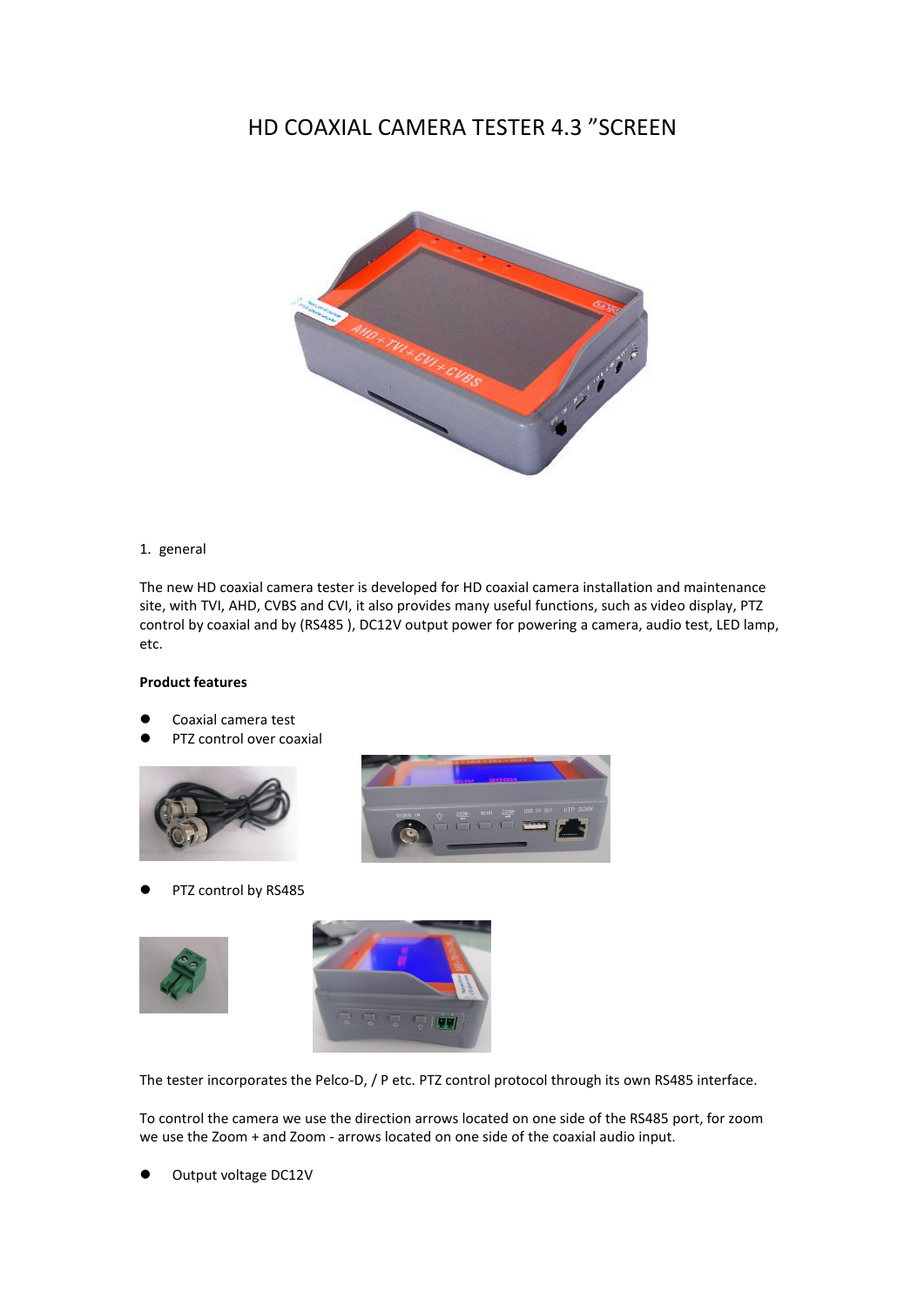# HD COAXIAL CAMERA TESTER 4.3 ”SCREEN

1. general

The new HD coaxial camera tester is developed for HD coaxial camera installation and maintenance site, with TVI, AHD, CVBS and CVI, it also provides many useful functions, such as video display, PTZ control by coaxial and by (RS485 ), DC12V output power for powering a camera, audio test, LED lamp, etc.

**Product features**

- Coaxial camera test
- PTZ control over coaxial

- PTZ control by RS485

The tester incorporates the Pelco-D, / P etc. PTZ control protocol through its own RS485 interface.

To control the camera we use the direction arrows located on one side of the RS485 port, for zoom we use the Zoom + and Zoom - arrows located on one side of the coaxial audio input.

- Output voltage DC12V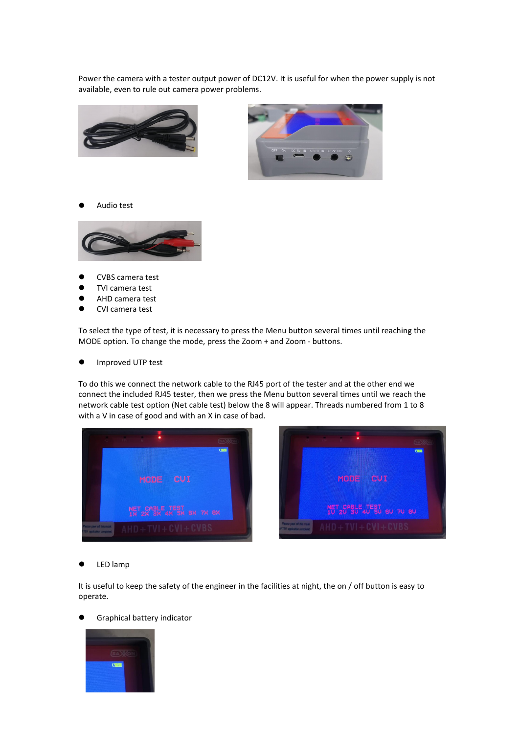Power the camera with a tester output power of DC12V. It is useful for when the power supply is not available, even to rule out camera power problems.

- Audio test

- CVBS camera test
- TVI camera test
- AHD camera test
- CVI camera test

To select the type of test, it is necessary to press the Menu button several times until reaching the MODE option. To change the mode, press the Zoom + and Zoom - buttons.

- Improved UTP test

To do this we connect the network cable to the RJ45 port of the tester and at the other end we connect the included RJ45 tester, then we press the Menu button several times until we reach the network cable test option (Net cable test) below the 8 will appear. Threads numbered from 1 to 8 with a V in case of good and with an X in case of bad.

- LED lamp

It is useful to keep the safety of the engineer in the facilities at night, the on / off button is easy to operate.

- Graphical battery indicator